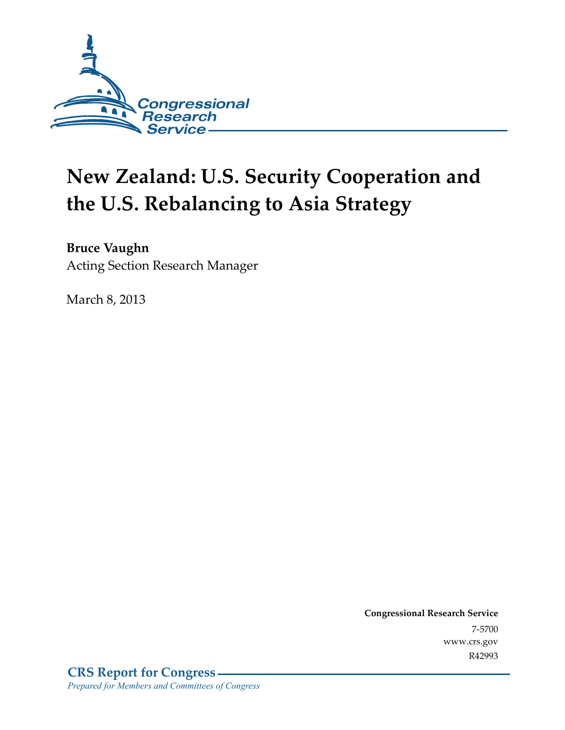Congressional Research Service

# New Zealand: U.S. Security Cooperation and the U.S. Rebalancing to Asia Strategy

**Bruce Vaughn**
Acting Section Research Manager

March 8, 2013

**Congressional Research Service**
7-5700
www.crs.gov
R42993

**CRS Report for Congress**
*Prepared for Members and Committees of Congress*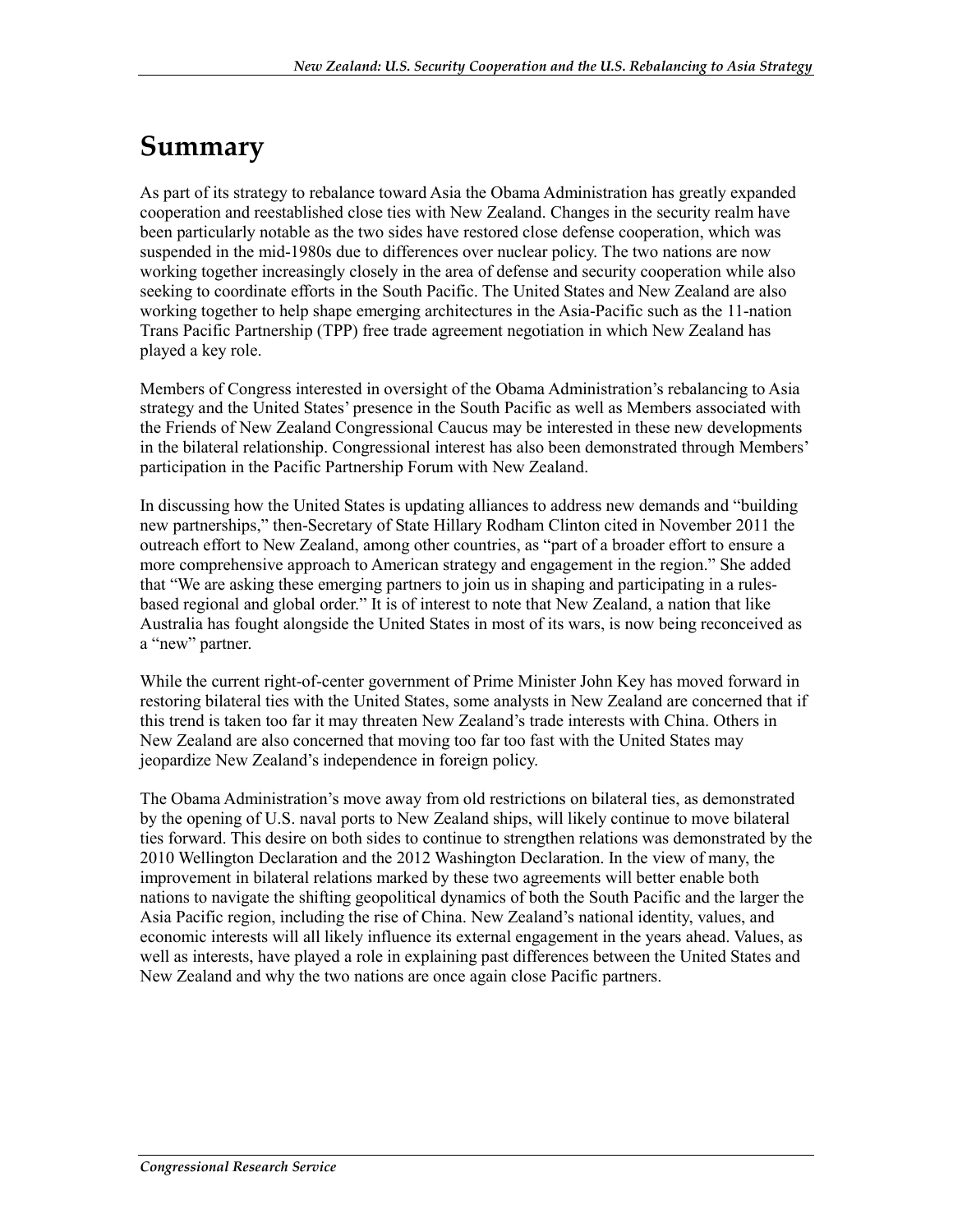# Summary

As part of its strategy to rebalance toward Asia the Obama Administration has greatly expanded cooperation and reestablished close ties with New Zealand. Changes in the security realm have been particularly notable as the two sides have restored close defense cooperation, which was suspended in the mid-1980s due to differences over nuclear policy. The two nations are now working together increasingly closely in the area of defense and security cooperation while also seeking to coordinate efforts in the South Pacific. The United States and New Zealand are also working together to help shape emerging architectures in the Asia-Pacific such as the 11-nation Trans Pacific Partnership (TPP) free trade agreement negotiation in which New Zealand has played a key role.

Members of Congress interested in oversight of the Obama Administration's rebalancing to Asia strategy and the United States' presence in the South Pacific as well as Members associated with the Friends of New Zealand Congressional Caucus may be interested in these new developments in the bilateral relationship. Congressional interest has also been demonstrated through Members' participation in the Pacific Partnership Forum with New Zealand.

In discussing how the United States is updating alliances to address new demands and "building new partnerships," then-Secretary of State Hillary Rodham Clinton cited in November 2011 the outreach effort to New Zealand, among other countries, as "part of a broader effort to ensure a more comprehensive approach to American strategy and engagement in the region." She added that "We are asking these emerging partners to join us in shaping and participating in a rules-based regional and global order." It is of interest to note that New Zealand, a nation that like Australia has fought alongside the United States in most of its wars, is now being reconceived as a "new" partner.

While the current right-of-center government of Prime Minister John Key has moved forward in restoring bilateral ties with the United States, some analysts in New Zealand are concerned that if this trend is taken too far it may threaten New Zealand's trade interests with China. Others in New Zealand are also concerned that moving too far too fast with the United States may jeopardize New Zealand's independence in foreign policy.

The Obama Administration's move away from old restrictions on bilateral ties, as demonstrated by the opening of U.S. naval ports to New Zealand ships, will likely continue to move bilateral ties forward. This desire on both sides to continue to strengthen relations was demonstrated by the 2010 Wellington Declaration and the 2012 Washington Declaration. In the view of many, the improvement in bilateral relations marked by these two agreements will better enable both nations to navigate the shifting geopolitical dynamics of both the South Pacific and the larger the Asia Pacific region, including the rise of China. New Zealand's national identity, values, and economic interests will all likely influence its external engagement in the years ahead. Values, as well as interests, have played a role in explaining past differences between the United States and New Zealand and why the two nations are once again close Pacific partners.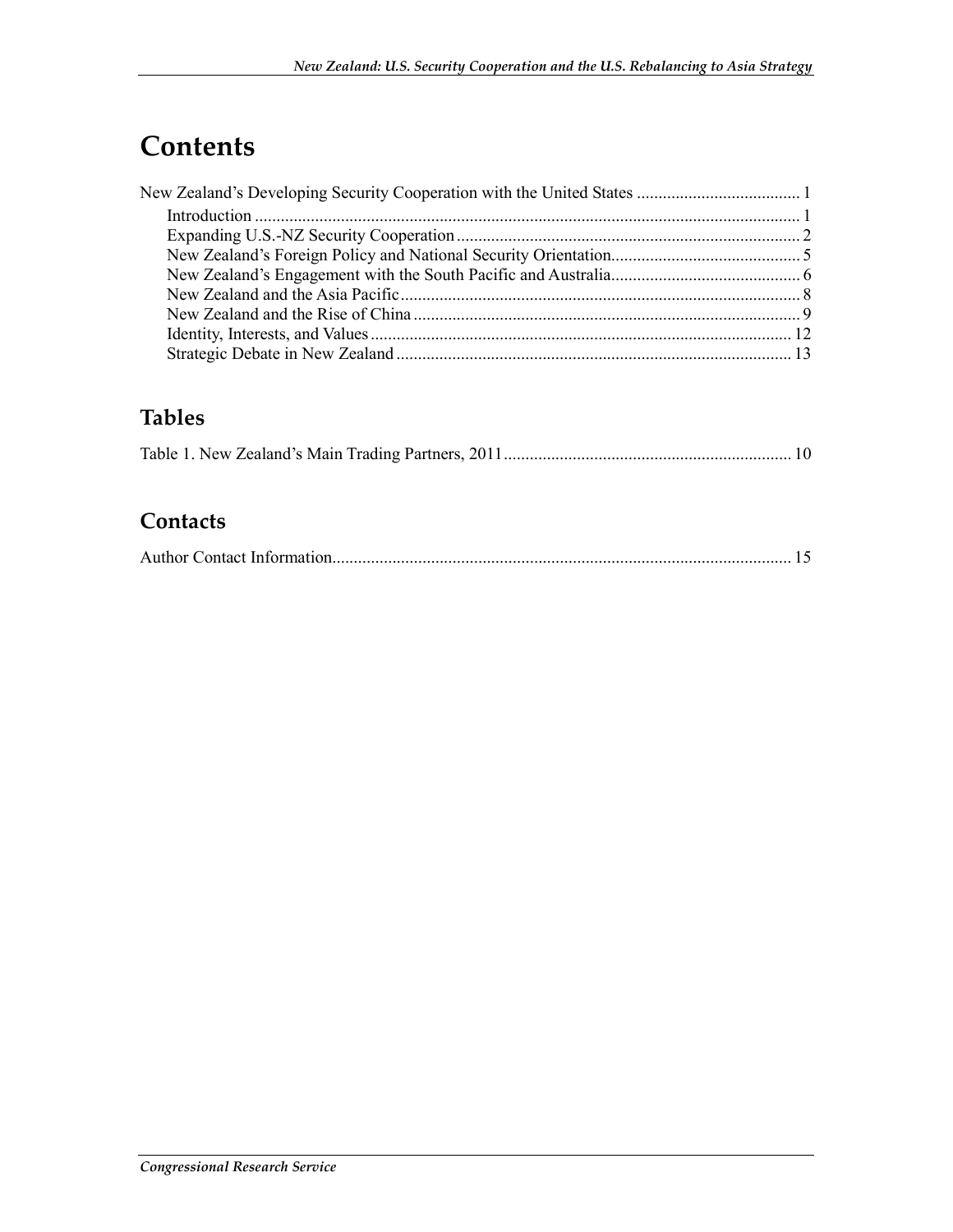# Contents

New Zealand's Developing Security Cooperation with the United States ...................................... 1

- Introduction .............................................................................................................. 1
- Expanding U.S.-NZ Security Cooperation ................................................................ 2
- New Zealand's Foreign Policy and National Security Orientation............................................ 5
- New Zealand's Engagement with the South Pacific and Australia............................................ 6
- New Zealand and the Asia Pacific ............................................................................ 8
- New Zealand and the Rise of China .......................................................................... 9
- Identity, Interests, and Values ................................................................................. 12
- Strategic Debate in New Zealand ............................................................................ 13

## Tables

Table 1. New Zealand's Main Trading Partners, 2011 ................................................................... 10

## Contacts

Author Contact Information........................................................................................................... 15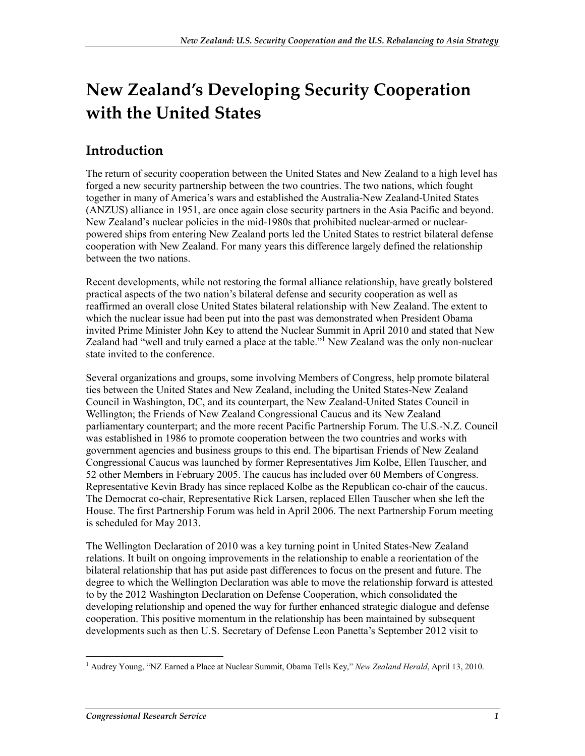# New Zealand's Developing Security Cooperation with the United States

## Introduction

The return of security cooperation between the United States and New Zealand to a high level has forged a new security partnership between the two countries. The two nations, which fought together in many of America's wars and established the Australia-New Zealand-United States (ANZUS) alliance in 1951, are once again close security partners in the Asia Pacific and beyond. New Zealand's nuclear policies in the mid-1980s that prohibited nuclear-armed or nuclear-powered ships from entering New Zealand ports led the United States to restrict bilateral defense cooperation with New Zealand. For many years this difference largely defined the relationship between the two nations.

Recent developments, while not restoring the formal alliance relationship, have greatly bolstered practical aspects of the two nation's bilateral defense and security cooperation as well as reaffirmed an overall close United States bilateral relationship with New Zealand. The extent to which the nuclear issue had been put into the past was demonstrated when President Obama invited Prime Minister John Key to attend the Nuclear Summit in April 2010 and stated that New Zealand had "well and truly earned a place at the table."[1] New Zealand was the only non-nuclear state invited to the conference.

Several organizations and groups, some involving Members of Congress, help promote bilateral ties between the United States and New Zealand, including the United States-New Zealand Council in Washington, DC, and its counterpart, the New Zealand-United States Council in Wellington; the Friends of New Zealand Congressional Caucus and its New Zealand parliamentary counterpart; and the more recent Pacific Partnership Forum. The U.S.-N.Z. Council was established in 1986 to promote cooperation between the two countries and works with government agencies and business groups to this end. The bipartisan Friends of New Zealand Congressional Caucus was launched by former Representatives Jim Kolbe, Ellen Tauscher, and 52 other Members in February 2005. The caucus has included over 60 Members of Congress. Representative Kevin Brady has since replaced Kolbe as the Republican co-chair of the caucus. The Democrat co-chair, Representative Rick Larsen, replaced Ellen Tauscher when she left the House. The first Partnership Forum was held in April 2006. The next Partnership Forum meeting is scheduled for May 2013.

The Wellington Declaration of 2010 was a key turning point in United States-New Zealand relations. It built on ongoing improvements in the relationship to enable a reorientation of the bilateral relationship that has put aside past differences to focus on the present and future. The degree to which the Wellington Declaration was able to move the relationship forward is attested to by the 2012 Washington Declaration on Defense Cooperation, which consolidated the developing relationship and opened the way for further enhanced strategic dialogue and defense cooperation. This positive momentum in the relationship has been maintained by subsequent developments such as then U.S. Secretary of Defense Leon Panetta's September 2012 visit to

[1] Audrey Young, "NZ Earned a Place at Nuclear Summit, Obama Tells Key," *New Zealand Herald*, April 13, 2010.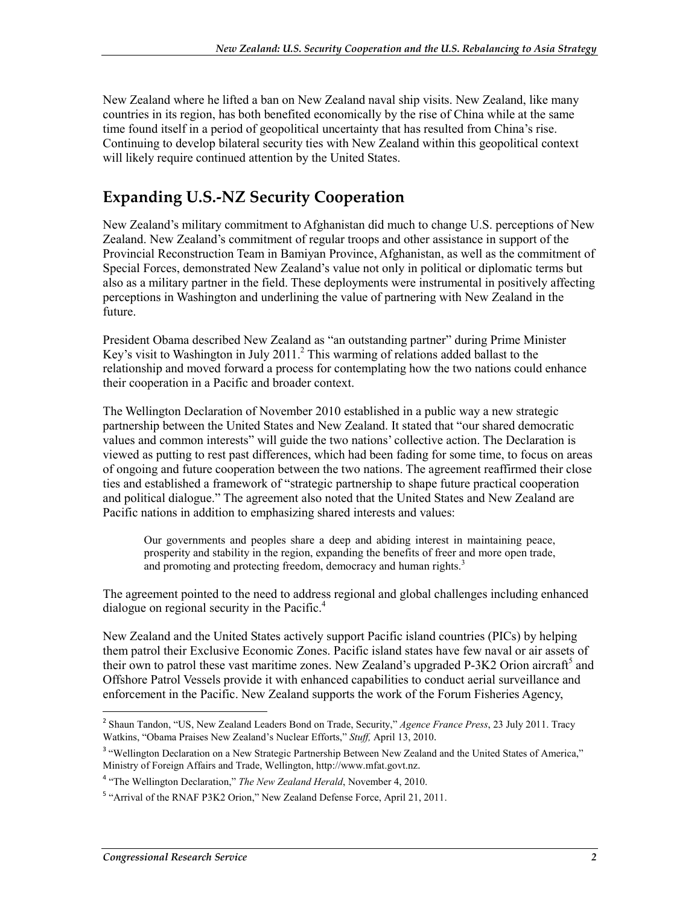New Zealand where he lifted a ban on New Zealand naval ship visits. New Zealand, like many countries in its region, has both benefited economically by the rise of China while at the same time found itself in a period of geopolitical uncertainty that has resulted from China's rise. Continuing to develop bilateral security ties with New Zealand within this geopolitical context will likely require continued attention by the United States.

## Expanding U.S.-NZ Security Cooperation

New Zealand's military commitment to Afghanistan did much to change U.S. perceptions of New Zealand. New Zealand's commitment of regular troops and other assistance in support of the Provincial Reconstruction Team in Bamiyan Province, Afghanistan, as well as the commitment of Special Forces, demonstrated New Zealand's value not only in political or diplomatic terms but also as a military partner in the field. These deployments were instrumental in positively affecting perceptions in Washington and underlining the value of partnering with New Zealand in the future.

President Obama described New Zealand as "an outstanding partner" during Prime Minister Key's visit to Washington in July 2011.[2] This warming of relations added ballast to the relationship and moved forward a process for contemplating how the two nations could enhance their cooperation in a Pacific and broader context.

The Wellington Declaration of November 2010 established in a public way a new strategic partnership between the United States and New Zealand. It stated that "our shared democratic values and common interests" will guide the two nations' collective action. The Declaration is viewed as putting to rest past differences, which had been fading for some time, to focus on areas of ongoing and future cooperation between the two nations. The agreement reaffirmed their close ties and established a framework of "strategic partnership to shape future practical cooperation and political dialogue." The agreement also noted that the United States and New Zealand are Pacific nations in addition to emphasizing shared interests and values:

> Our governments and peoples share a deep and abiding interest in maintaining peace, prosperity and stability in the region, expanding the benefits of freer and more open trade, and promoting and protecting freedom, democracy and human rights.[3]

The agreement pointed to the need to address regional and global challenges including enhanced dialogue on regional security in the Pacific.[4]

New Zealand and the United States actively support Pacific island countries (PICs) by helping them patrol their Exclusive Economic Zones. Pacific island states have few naval or air assets of their own to patrol these vast maritime zones. New Zealand's upgraded P-3K2 Orion aircraft[5] and Offshore Patrol Vessels provide it with enhanced capabilities to conduct aerial surveillance and enforcement in the Pacific. New Zealand supports the work of the Forum Fisheries Agency,

---

[2] Shaun Tandon, "US, New Zealand Leaders Bond on Trade, Security," *Agence France Press*, 23 July 2011. Tracy Watkins, "Obama Praises New Zealand's Nuclear Efforts," *Stuff,* April 13, 2010.

[3] "Wellington Declaration on a New Strategic Partnership Between New Zealand and the United States of America," Ministry of Foreign Affairs and Trade, Wellington, http://www.mfat.govt.nz.

[4] "The Wellington Declaration," *The New Zealand Herald*, November 4, 2010.

[5] "Arrival of the RNAF P3K2 Orion," New Zealand Defense Force, April 21, 2011.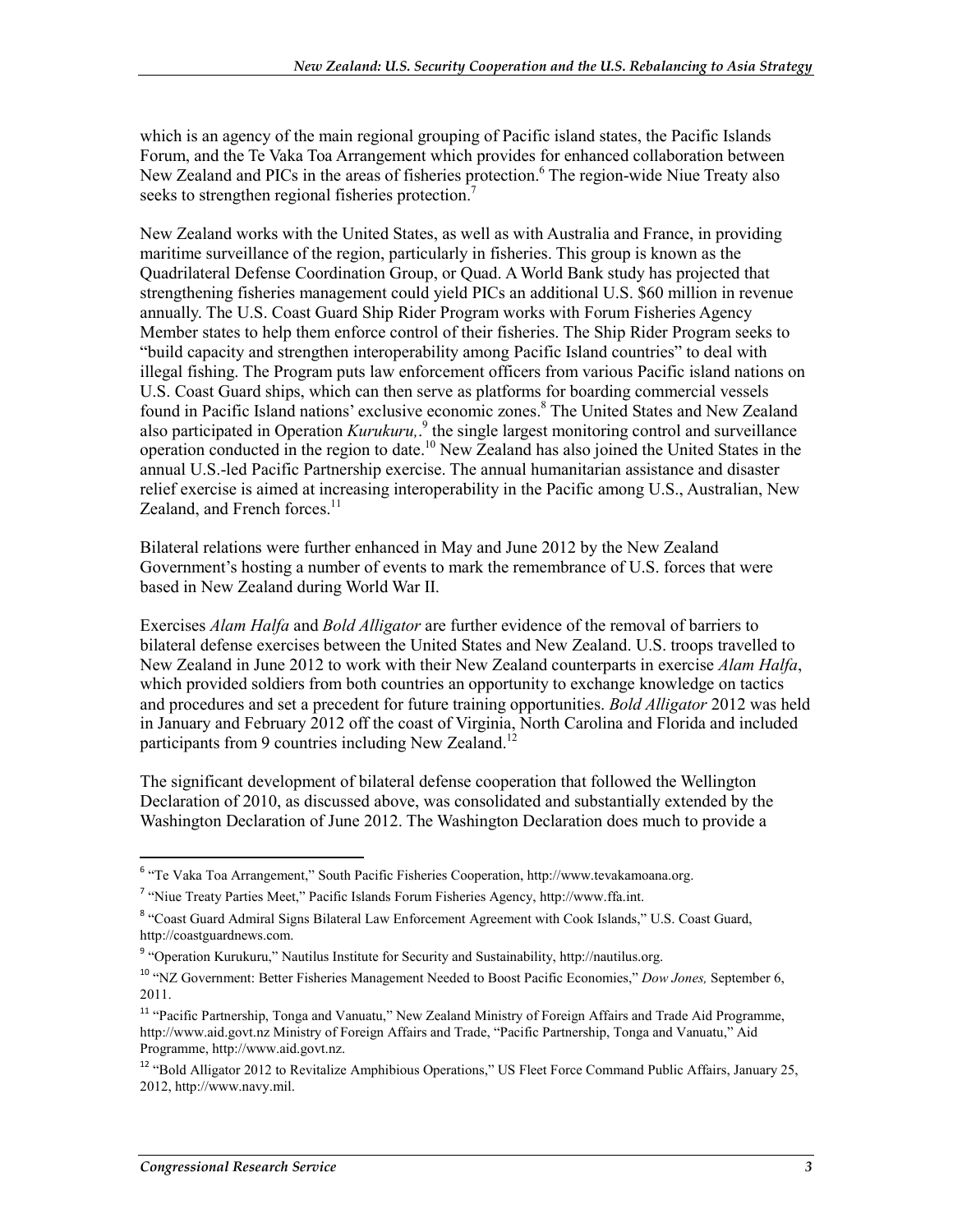which is an agency of the main regional grouping of Pacific island states, the Pacific Islands Forum, and the Te Vaka Toa Arrangement which provides for enhanced collaboration between New Zealand and PICs in the areas of fisheries protection.[6] The region-wide Niue Treaty also seeks to strengthen regional fisheries protection.[7]

New Zealand works with the United States, as well as with Australia and France, in providing maritime surveillance of the region, particularly in fisheries. This group is known as the Quadrilateral Defense Coordination Group, or Quad. A World Bank study has projected that strengthening fisheries management could yield PICs an additional U.S. $60 million in revenue annually. The U.S. Coast Guard Ship Rider Program works with Forum Fisheries Agency Member states to help them enforce control of their fisheries. The Ship Rider Program seeks to "build capacity and strengthen interoperability among Pacific Island countries" to deal with illegal fishing. The Program puts law enforcement officers from various Pacific island nations on U.S. Coast Guard ships, which can then serve as platforms for boarding commercial vessels found in Pacific Island nations' exclusive economic zones.[8] The United States and New Zealand also participated in Operation *Kurukuru,*.[9] the single largest monitoring control and surveillance operation conducted in the region to date.[10] New Zealand has also joined the United States in the annual U.S.-led Pacific Partnership exercise. The annual humanitarian assistance and disaster relief exercise is aimed at increasing interoperability in the Pacific among U.S., Australian, New Zealand, and French forces.[11]

Bilateral relations were further enhanced in May and June 2012 by the New Zealand Government's hosting a number of events to mark the remembrance of U.S. forces that were based in New Zealand during World War II.

Exercises *Alam Halfa* and *Bold Alligator* are further evidence of the removal of barriers to bilateral defense exercises between the United States and New Zealand. U.S. troops travelled to New Zealand in June 2012 to work with their New Zealand counterparts in exercise *Alam Halfa*, which provided soldiers from both countries an opportunity to exchange knowledge on tactics and procedures and set a precedent for future training opportunities. *Bold Alligator* 2012 was held in January and February 2012 off the coast of Virginia, North Carolina and Florida and included participants from 9 countries including New Zealand.[12]

The significant development of bilateral defense cooperation that followed the Wellington Declaration of 2010, as discussed above, was consolidated and substantially extended by the Washington Declaration of June 2012. The Washington Declaration does much to provide a

---

[6] "Te Vaka Toa Arrangement," South Pacific Fisheries Cooperation, http://www.tevakamoana.org.

[7] "Niue Treaty Parties Meet," Pacific Islands Forum Fisheries Agency, http://www.ffa.int.

[8] "Coast Guard Admiral Signs Bilateral Law Enforcement Agreement with Cook Islands," U.S. Coast Guard, http://coastguardnews.com.

[9] "Operation Kurukuru," Nautilus Institute for Security and Sustainability, http://nautilus.org.

[10] "NZ Government: Better Fisheries Management Needed to Boost Pacific Economies," *Dow Jones,* September 6, 2011.

[11] "Pacific Partnership, Tonga and Vanuatu," New Zealand Ministry of Foreign Affairs and Trade Aid Programme, http://www.aid.govt.nz Ministry of Foreign Affairs and Trade, "Pacific Partnership, Tonga and Vanuatu," Aid Programme, http://www.aid.govt.nz.

[12] "Bold Alligator 2012 to Revitalize Amphibious Operations," US Fleet Force Command Public Affairs, January 25, 2012, http://www.navy.mil.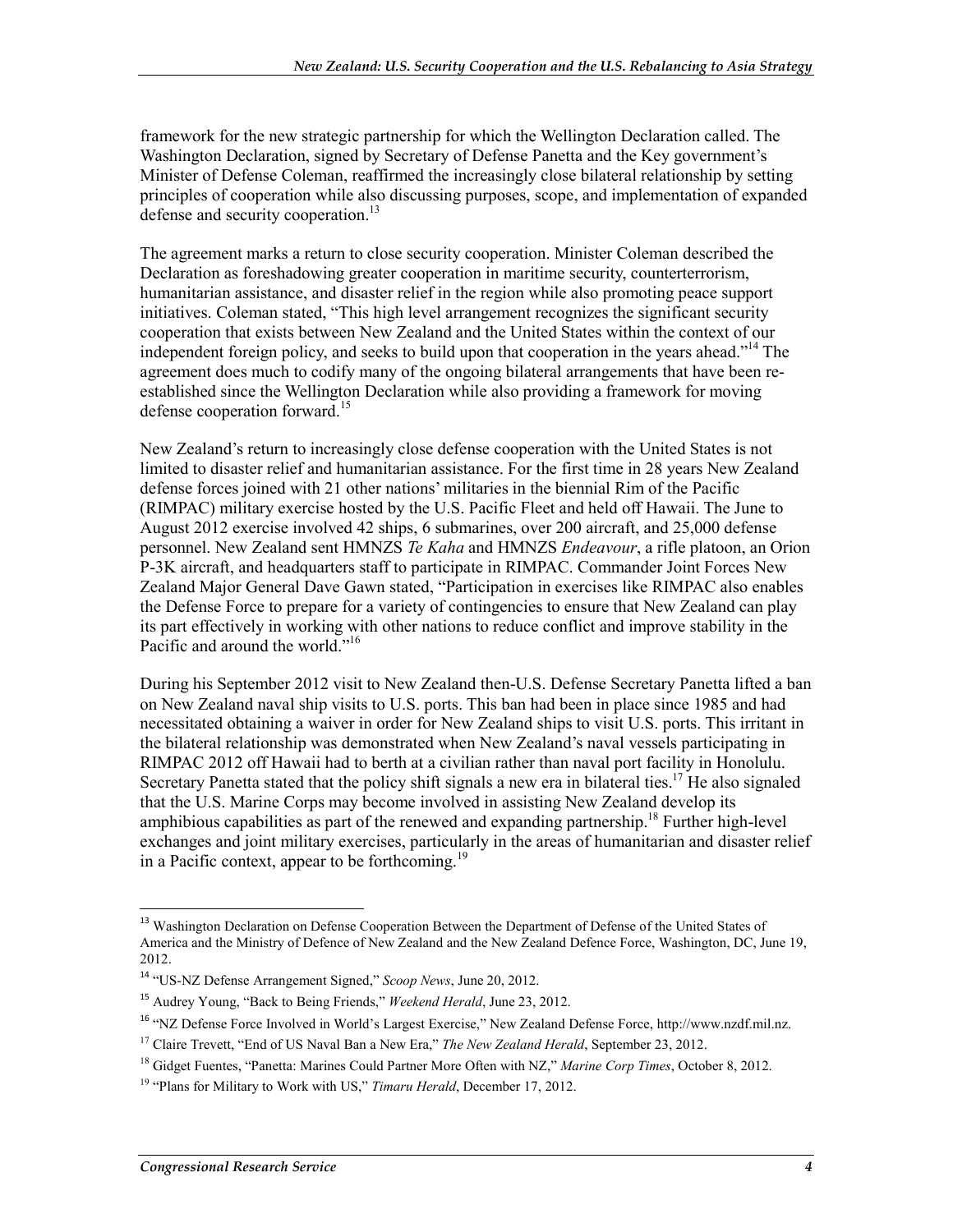framework for the new strategic partnership for which the Wellington Declaration called. The Washington Declaration, signed by Secretary of Defense Panetta and the Key government's Minister of Defense Coleman, reaffirmed the increasingly close bilateral relationship by setting principles of cooperation while also discussing purposes, scope, and implementation of expanded defense and security cooperation.[13]

The agreement marks a return to close security cooperation. Minister Coleman described the Declaration as foreshadowing greater cooperation in maritime security, counterterrorism, humanitarian assistance, and disaster relief in the region while also promoting peace support initiatives. Coleman stated, "This high level arrangement recognizes the significant security cooperation that exists between New Zealand and the United States within the context of our independent foreign policy, and seeks to build upon that cooperation in the years ahead."[14] The agreement does much to codify many of the ongoing bilateral arrangements that have been re-established since the Wellington Declaration while also providing a framework for moving defense cooperation forward.[15]

New Zealand's return to increasingly close defense cooperation with the United States is not limited to disaster relief and humanitarian assistance. For the first time in 28 years New Zealand defense forces joined with 21 other nations' militaries in the biennial Rim of the Pacific (RIMPAC) military exercise hosted by the U.S. Pacific Fleet and held off Hawaii. The June to August 2012 exercise involved 42 ships, 6 submarines, over 200 aircraft, and 25,000 defense personnel. New Zealand sent HMNZS *Te Kaha* and HMNZS *Endeavour*, a rifle platoon, an Orion P-3K aircraft, and headquarters staff to participate in RIMPAC. Commander Joint Forces New Zealand Major General Dave Gawn stated, "Participation in exercises like RIMPAC also enables the Defense Force to prepare for a variety of contingencies to ensure that New Zealand can play its part effectively in working with other nations to reduce conflict and improve stability in the Pacific and around the world."[16]

During his September 2012 visit to New Zealand then-U.S. Defense Secretary Panetta lifted a ban on New Zealand naval ship visits to U.S. ports. This ban had been in place since 1985 and had necessitated obtaining a waiver in order for New Zealand ships to visit U.S. ports. This irritant in the bilateral relationship was demonstrated when New Zealand's naval vessels participating in RIMPAC 2012 off Hawaii had to berth at a civilian rather than naval port facility in Honolulu. Secretary Panetta stated that the policy shift signals a new era in bilateral ties.[17] He also signaled that the U.S. Marine Corps may become involved in assisting New Zealand develop its amphibious capabilities as part of the renewed and expanding partnership.[18] Further high-level exchanges and joint military exercises, particularly in the areas of humanitarian and disaster relief in a Pacific context, appear to be forthcoming.[19]

---

[13] Washington Declaration on Defense Cooperation Between the Department of Defense of the United States of America and the Ministry of Defence of New Zealand and the New Zealand Defence Force, Washington, DC, June 19, 2012.

[14] "US-NZ Defense Arrangement Signed," *Scoop News*, June 20, 2012.

[15] Audrey Young, "Back to Being Friends," *Weekend Herald*, June 23, 2012.

[16] "NZ Defense Force Involved in World's Largest Exercise," New Zealand Defense Force, http://www.nzdf.mil.nz.

[17] Claire Trevett, "End of US Naval Ban a New Era," *The New Zealand Herald*, September 23, 2012.

[18] Gidget Fuentes, "Panetta: Marines Could Partner More Often with NZ," *Marine Corp Times*, October 8, 2012.

[19] "Plans for Military to Work with US," *Timaru Herald*, December 17, 2012.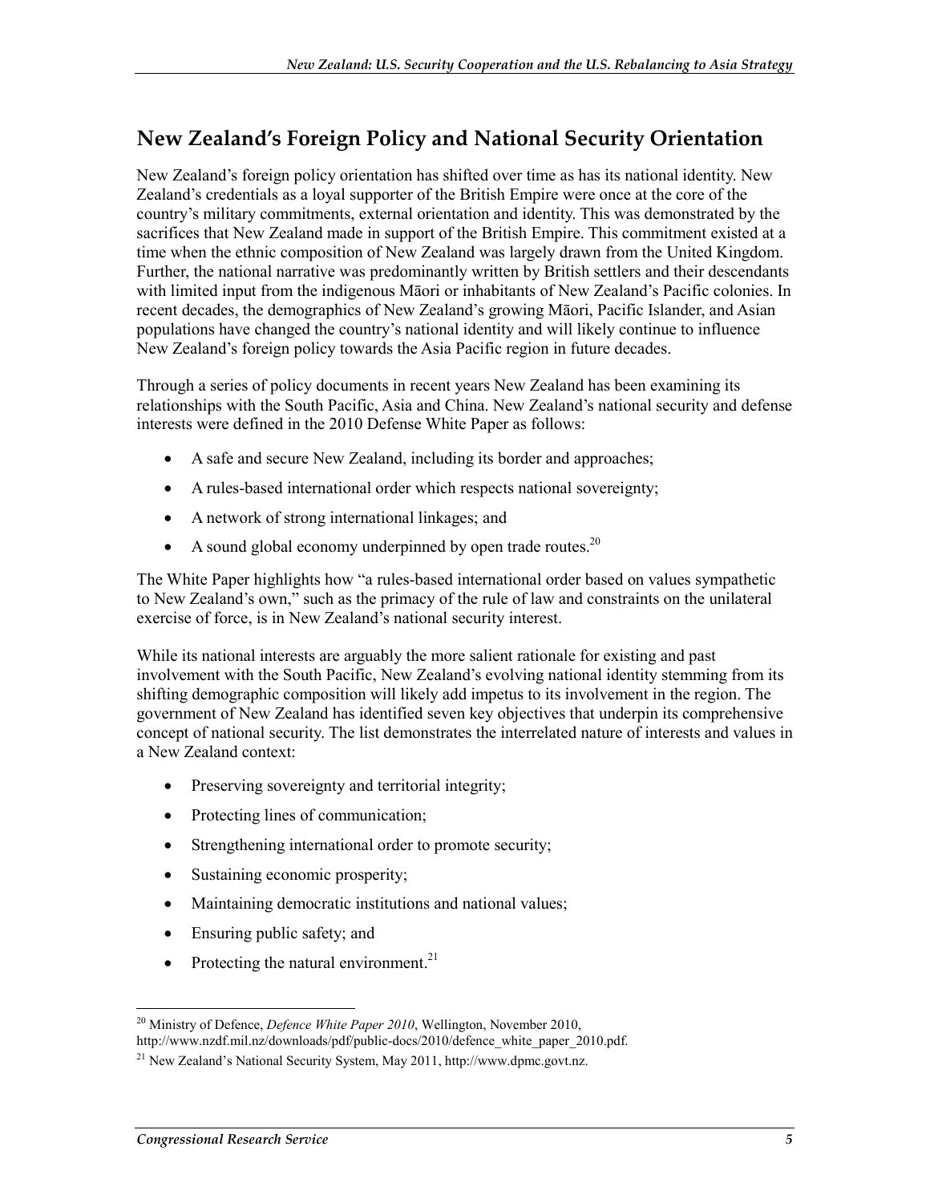## New Zealand's Foreign Policy and National Security Orientation

New Zealand's foreign policy orientation has shifted over time as has its national identity. New Zealand's credentials as a loyal supporter of the British Empire were once at the core of the country's military commitments, external orientation and identity. This was demonstrated by the sacrifices that New Zealand made in support of the British Empire. This commitment existed at a time when the ethnic composition of New Zealand was largely drawn from the United Kingdom. Further, the national narrative was predominantly written by British settlers and their descendants with limited input from the indigenous Māori or inhabitants of New Zealand's Pacific colonies. In recent decades, the demographics of New Zealand's growing Māori, Pacific Islander, and Asian populations have changed the country's national identity and will likely continue to influence New Zealand's foreign policy towards the Asia Pacific region in future decades.

Through a series of policy documents in recent years New Zealand has been examining its relationships with the South Pacific, Asia and China. New Zealand's national security and defense interests were defined in the 2010 Defense White Paper as follows:

- A safe and secure New Zealand, including its border and approaches;
- A rules-based international order which respects national sovereignty;
- A network of strong international linkages; and
- A sound global economy underpinned by open trade routes.[20]

The White Paper highlights how "a rules-based international order based on values sympathetic to New Zealand's own," such as the primacy of the rule of law and constraints on the unilateral exercise of force, is in New Zealand's national security interest.

While its national interests are arguably the more salient rationale for existing and past involvement with the South Pacific, New Zealand's evolving national identity stemming from its shifting demographic composition will likely add impetus to its involvement in the region. The government of New Zealand has identified seven key objectives that underpin its comprehensive concept of national security. The list demonstrates the interrelated nature of interests and values in a New Zealand context:

- Preserving sovereignty and territorial integrity;
- Protecting lines of communication;
- Strengthening international order to promote security;
- Sustaining economic prosperity;
- Maintaining democratic institutions and national values;
- Ensuring public safety; and
- Protecting the natural environment.[21]

---

[20] Ministry of Defence, *Defence White Paper 2010*, Wellington, November 2010, http://www.nzdf.mil.nz/downloads/pdf/public-docs/2010/defence_white_paper_2010.pdf.

[21] New Zealand's National Security System, May 2011, http://www.dpmc.govt.nz.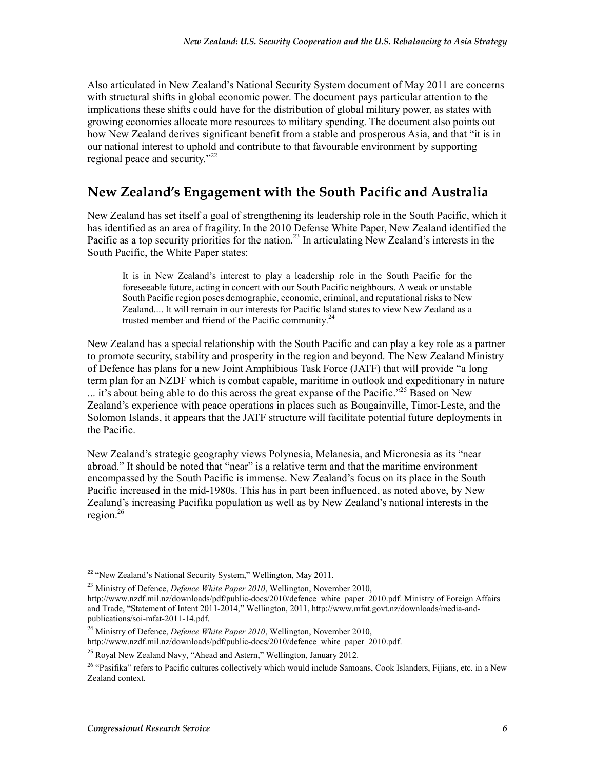Also articulated in New Zealand's National Security System document of May 2011 are concerns with structural shifts in global economic power. The document pays particular attention to the implications these shifts could have for the distribution of global military power, as states with growing economies allocate more resources to military spending. The document also points out how New Zealand derives significant benefit from a stable and prosperous Asia, and that "it is in our national interest to uphold and contribute to that favourable environment by supporting regional peace and security."[22]

## New Zealand's Engagement with the South Pacific and Australia

New Zealand has set itself a goal of strengthening its leadership role in the South Pacific, which it has identified as an area of fragility. In the 2010 Defense White Paper, New Zealand identified the Pacific as a top security priorities for the nation.[23] In articulating New Zealand's interests in the South Pacific, the White Paper states:

> It is in New Zealand's interest to play a leadership role in the South Pacific for the foreseeable future, acting in concert with our South Pacific neighbours. A weak or unstable South Pacific region poses demographic, economic, criminal, and reputational risks to New Zealand.... It will remain in our interests for Pacific Island states to view New Zealand as a trusted member and friend of the Pacific community.[24]

New Zealand has a special relationship with the South Pacific and can play a key role as a partner to promote security, stability and prosperity in the region and beyond. The New Zealand Ministry of Defence has plans for a new Joint Amphibious Task Force (JATF) that will provide "a long term plan for an NZDF which is combat capable, maritime in outlook and expeditionary in nature ... it's about being able to do this across the great expanse of the Pacific."[25] Based on New Zealand's experience with peace operations in places such as Bougainville, Timor-Leste, and the Solomon Islands, it appears that the JATF structure will facilitate potential future deployments in the Pacific.

New Zealand's strategic geography views Polynesia, Melanesia, and Micronesia as its "near abroad." It should be noted that "near" is a relative term and that the maritime environment encompassed by the South Pacific is immense. New Zealand's focus on its place in the South Pacific increased in the mid-1980s. This has in part been influenced, as noted above, by New Zealand's increasing Pacifika population as well as by New Zealand's national interests in the region.[26]

---

[22] "New Zealand's National Security System," Wellington, May 2011.

[23] Ministry of Defence, *Defence White Paper 2010*, Wellington, November 2010, http://www.nzdf.mil.nz/downloads/pdf/public-docs/2010/defence_white_paper_2010.pdf. Ministry of Foreign Affairs and Trade, "Statement of Intent 2011-2014," Wellington, 2011, http://www.mfat.govt.nz/downloads/media-and-publications/soi-mfat-2011-14.pdf.

[24] Ministry of Defence, *Defence White Paper 2010*, Wellington, November 2010, http://www.nzdf.mil.nz/downloads/pdf/public-docs/2010/defence_white_paper_2010.pdf.

[25] Royal New Zealand Navy, "Ahead and Astern," Wellington, January 2012.

[26] "Pasifika" refers to Pacific cultures collectively which would include Samoans, Cook Islanders, Fijians, etc. in a New Zealand context.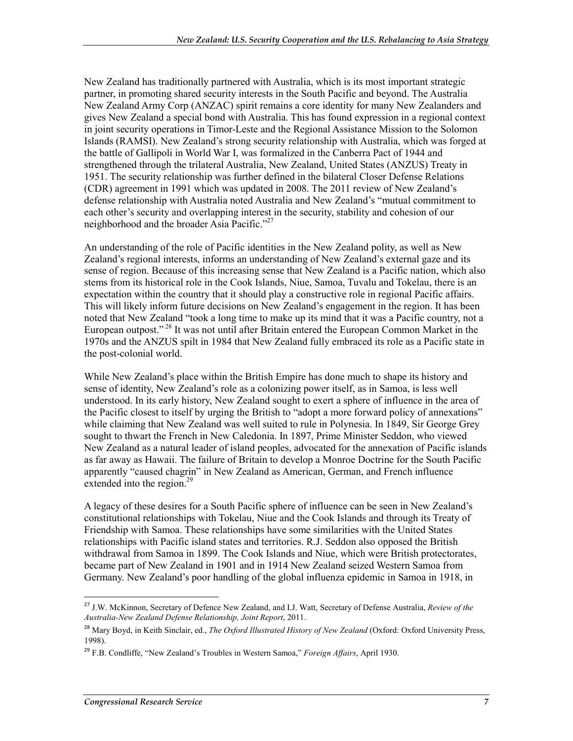New Zealand has traditionally partnered with Australia, which is its most important strategic partner, in promoting shared security interests in the South Pacific and beyond. The Australia New Zealand Army Corp (ANZAC) spirit remains a core identity for many New Zealanders and gives New Zealand a special bond with Australia. This has found expression in a regional context in joint security operations in Timor-Leste and the Regional Assistance Mission to the Solomon Islands (RAMSI). New Zealand's strong security relationship with Australia, which was forged at the battle of Gallipoli in World War I, was formalized in the Canberra Pact of 1944 and strengthened through the trilateral Australia, New Zealand, United States (ANZUS) Treaty in 1951. The security relationship was further defined in the bilateral Closer Defense Relations (CDR) agreement in 1991 which was updated in 2008. The 2011 review of New Zealand's defense relationship with Australia noted Australia and New Zealand's "mutual commitment to each other's security and overlapping interest in the security, stability and cohesion of our neighborhood and the broader Asia Pacific."[27]

An understanding of the role of Pacific identities in the New Zealand polity, as well as New Zealand's regional interests, informs an understanding of New Zealand's external gaze and its sense of region. Because of this increasing sense that New Zealand is a Pacific nation, which also stems from its historical role in the Cook Islands, Niue, Samoa, Tuvalu and Tokelau, there is an expectation within the country that it should play a constructive role in regional Pacific affairs. This will likely inform future decisions on New Zealand's engagement in the region. It has been noted that New Zealand "took a long time to make up its mind that it was a Pacific country, not a European outpost."[28] It was not until after Britain entered the European Common Market in the 1970s and the ANZUS spilt in 1984 that New Zealand fully embraced its role as a Pacific state in the post-colonial world.

While New Zealand's place within the British Empire has done much to shape its history and sense of identity, New Zealand's role as a colonizing power itself, as in Samoa, is less well understood. In its early history, New Zealand sought to exert a sphere of influence in the area of the Pacific closest to itself by urging the British to "adopt a more forward policy of annexations" while claiming that New Zealand was well suited to rule in Polynesia. In 1849, Sir George Grey sought to thwart the French in New Caledonia. In 1897, Prime Minister Seddon, who viewed New Zealand as a natural leader of island peoples, advocated for the annexation of Pacific islands as far away as Hawaii. The failure of Britain to develop a Monroe Doctrine for the South Pacific apparently "caused chagrin" in New Zealand as American, German, and French influence extended into the region.[29]

A legacy of these desires for a South Pacific sphere of influence can be seen in New Zealand's constitutional relationships with Tokelau, Niue and the Cook Islands and through its Treaty of Friendship with Samoa. These relationships have some similarities with the United States relationships with Pacific island states and territories. R.J. Seddon also opposed the British withdrawal from Samoa in 1899. The Cook Islands and Niue, which were British protectorates, became part of New Zealand in 1901 and in 1914 New Zealand seized Western Samoa from Germany. New Zealand's poor handling of the global influenza epidemic in Samoa in 1918, in

---

[27] J.W. McKinnon, Secretary of Defence New Zealand, and I.J. Watt, Secretary of Defense Australia, *Review of the Australia-New Zealand Defense Relationship, Joint Report*, 2011.

[28] Mary Boyd, in Keith Sinclair, ed., *The Oxford Illustrated History of New Zealand* (Oxford: Oxford University Press, 1998).

[29] F.B. Condliffe, "New Zealand's Troubles in Western Samoa," *Foreign Affairs*, April 1930.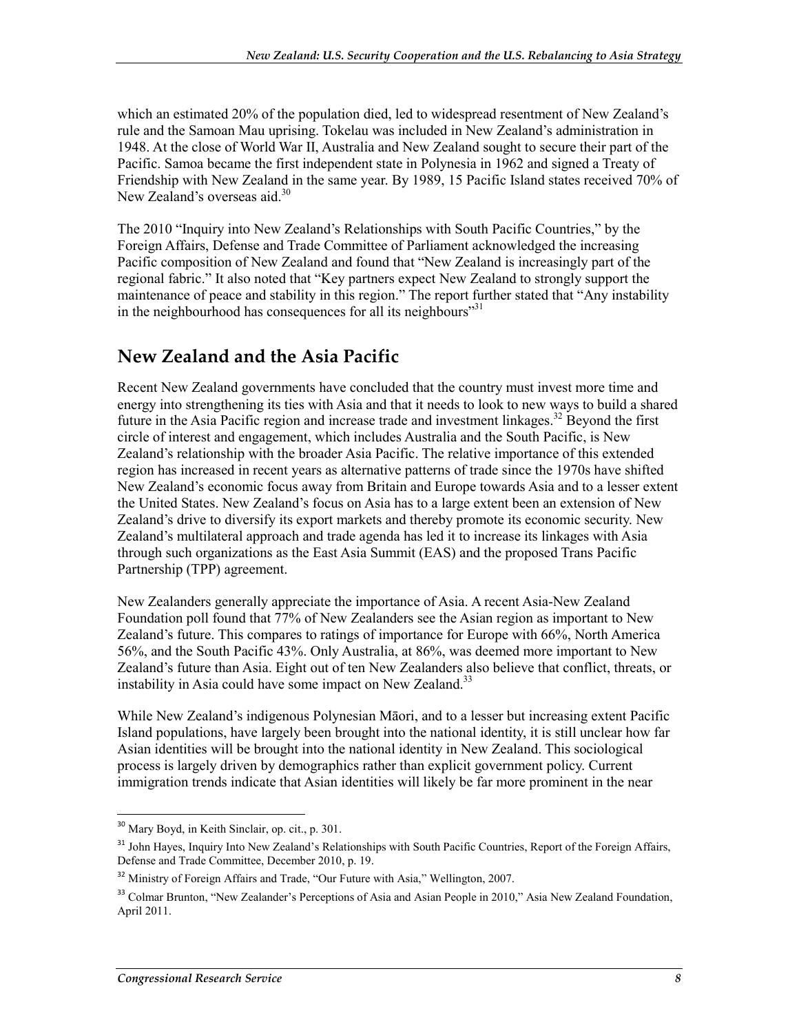which an estimated 20% of the population died, led to widespread resentment of New Zealand's rule and the Samoan Mau uprising. Tokelau was included in New Zealand's administration in 1948. At the close of World War II, Australia and New Zealand sought to secure their part of the Pacific. Samoa became the first independent state in Polynesia in 1962 and signed a Treaty of Friendship with New Zealand in the same year. By 1989, 15 Pacific Island states received 70% of New Zealand's overseas aid.[30]

The 2010 "Inquiry into New Zealand's Relationships with South Pacific Countries," by the Foreign Affairs, Defense and Trade Committee of Parliament acknowledged the increasing Pacific composition of New Zealand and found that "New Zealand is increasingly part of the regional fabric." It also noted that "Key partners expect New Zealand to strongly support the maintenance of peace and stability in this region." The report further stated that "Any instability in the neighbourhood has consequences for all its neighbours"[31]

## New Zealand and the Asia Pacific

Recent New Zealand governments have concluded that the country must invest more time and energy into strengthening its ties with Asia and that it needs to look to new ways to build a shared future in the Asia Pacific region and increase trade and investment linkages.[32] Beyond the first circle of interest and engagement, which includes Australia and the South Pacific, is New Zealand's relationship with the broader Asia Pacific. The relative importance of this extended region has increased in recent years as alternative patterns of trade since the 1970s have shifted New Zealand's economic focus away from Britain and Europe towards Asia and to a lesser extent the United States. New Zealand's focus on Asia has to a large extent been an extension of New Zealand's drive to diversify its export markets and thereby promote its economic security. New Zealand's multilateral approach and trade agenda has led it to increase its linkages with Asia through such organizations as the East Asia Summit (EAS) and the proposed Trans Pacific Partnership (TPP) agreement.

New Zealanders generally appreciate the importance of Asia. A recent Asia-New Zealand Foundation poll found that 77% of New Zealanders see the Asian region as important to New Zealand's future. This compares to ratings of importance for Europe with 66%, North America 56%, and the South Pacific 43%. Only Australia, at 86%, was deemed more important to New Zealand's future than Asia. Eight out of ten New Zealanders also believe that conflict, threats, or instability in Asia could have some impact on New Zealand.[33]

While New Zealand's indigenous Polynesian Māori, and to a lesser but increasing extent Pacific Island populations, have largely been brought into the national identity, it is still unclear how far Asian identities will be brought into the national identity in New Zealand. This sociological process is largely driven by demographics rather than explicit government policy. Current immigration trends indicate that Asian identities will likely be far more prominent in the near

---

[30] Mary Boyd, in Keith Sinclair, op. cit., p. 301.

[31] John Hayes, Inquiry Into New Zealand's Relationships with South Pacific Countries, Report of the Foreign Affairs, Defense and Trade Committee, December 2010, p. 19.

[32] Ministry of Foreign Affairs and Trade, "Our Future with Asia," Wellington, 2007.

[33] Colmar Brunton, "New Zealander's Perceptions of Asia and Asian People in 2010," Asia New Zealand Foundation, April 2011.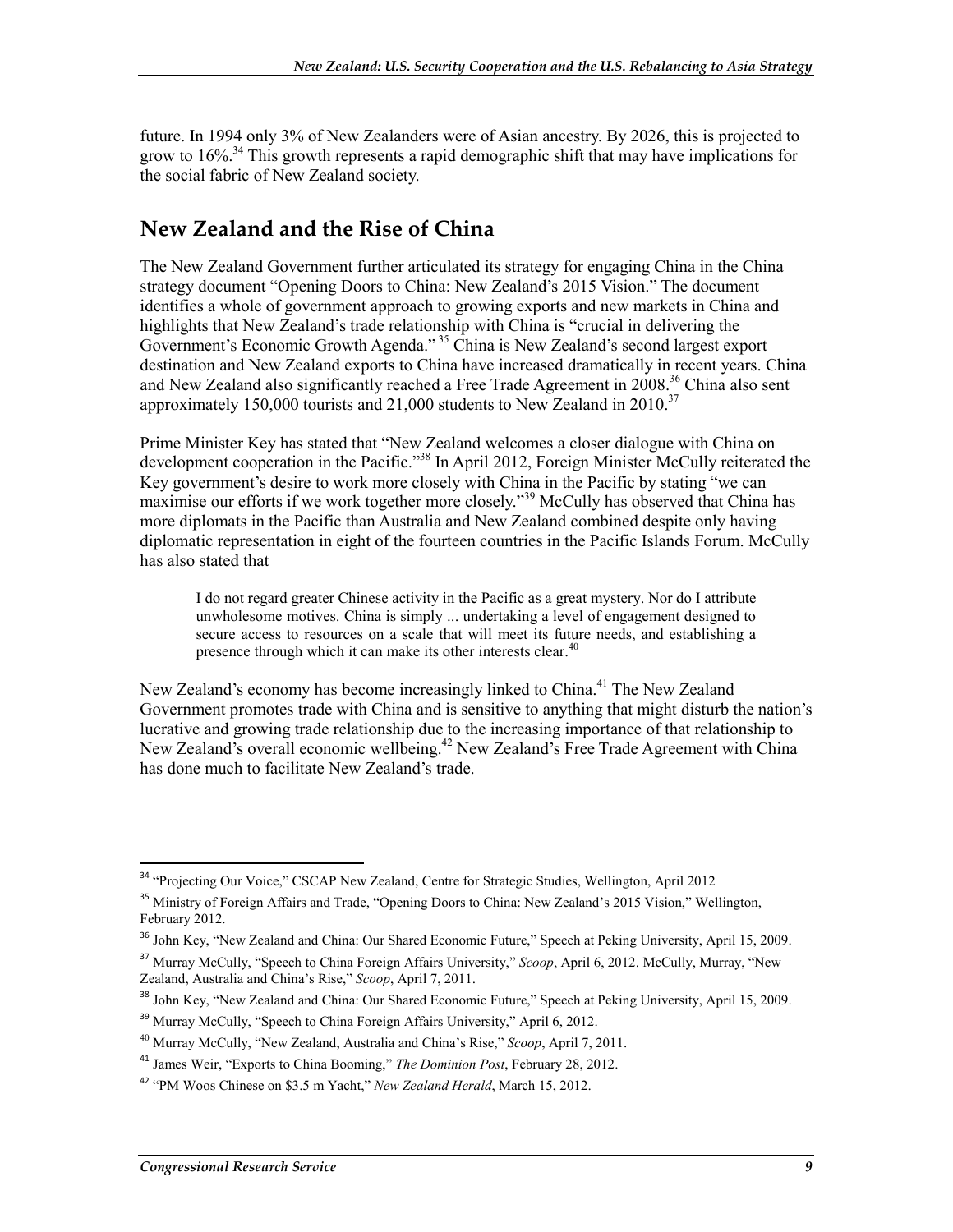future. In 1994 only 3% of New Zealanders were of Asian ancestry. By 2026, this is projected to grow to 16%.[34] This growth represents a rapid demographic shift that may have implications for the social fabric of New Zealand society.

## New Zealand and the Rise of China

The New Zealand Government further articulated its strategy for engaging China in the China strategy document "Opening Doors to China: New Zealand's 2015 Vision." The document identifies a whole of government approach to growing exports and new markets in China and highlights that New Zealand's trade relationship with China is "crucial in delivering the Government's Economic Growth Agenda."[35] China is New Zealand's second largest export destination and New Zealand exports to China have increased dramatically in recent years. China and New Zealand also significantly reached a Free Trade Agreement in 2008.[36] China also sent approximately 150,000 tourists and 21,000 students to New Zealand in 2010.[37]

Prime Minister Key has stated that "New Zealand welcomes a closer dialogue with China on development cooperation in the Pacific."[38] In April 2012, Foreign Minister McCully reiterated the Key government's desire to work more closely with China in the Pacific by stating "we can maximise our efforts if we work together more closely."[39] McCully has observed that China has more diplomats in the Pacific than Australia and New Zealand combined despite only having diplomatic representation in eight of the fourteen countries in the Pacific Islands Forum. McCully has also stated that

> I do not regard greater Chinese activity in the Pacific as a great mystery. Nor do I attribute unwholesome motives. China is simply ... undertaking a level of engagement designed to secure access to resources on a scale that will meet its future needs, and establishing a presence through which it can make its other interests clear.[40]

New Zealand's economy has become increasingly linked to China.[41] The New Zealand Government promotes trade with China and is sensitive to anything that might disturb the nation's lucrative and growing trade relationship due to the increasing importance of that relationship to New Zealand's overall economic wellbeing.[42] New Zealand's Free Trade Agreement with China has done much to facilitate New Zealand's trade.

---

[34] "Projecting Our Voice," CSCAP New Zealand, Centre for Strategic Studies, Wellington, April 2012

[35] Ministry of Foreign Affairs and Trade, "Opening Doors to China: New Zealand's 2015 Vision," Wellington, February 2012.

[36] John Key, "New Zealand and China: Our Shared Economic Future," Speech at Peking University, April 15, 2009.

[37] Murray McCully, "Speech to China Foreign Affairs University," *Scoop*, April 6, 2012. McCully, Murray, "New Zealand, Australia and China's Rise," *Scoop*, April 7, 2011.

[38] John Key, "New Zealand and China: Our Shared Economic Future," Speech at Peking University, April 15, 2009.

[39] Murray McCully, "Speech to China Foreign Affairs University," April 6, 2012.

[40] Murray McCully, "New Zealand, Australia and China's Rise," *Scoop*, April 7, 2011.

[41] James Weir, "Exports to China Booming," *The Dominion Post*, February 28, 2012.

[42] "PM Woos Chinese on $3.5 m Yacht," *New Zealand Herald*, March 15, 2012.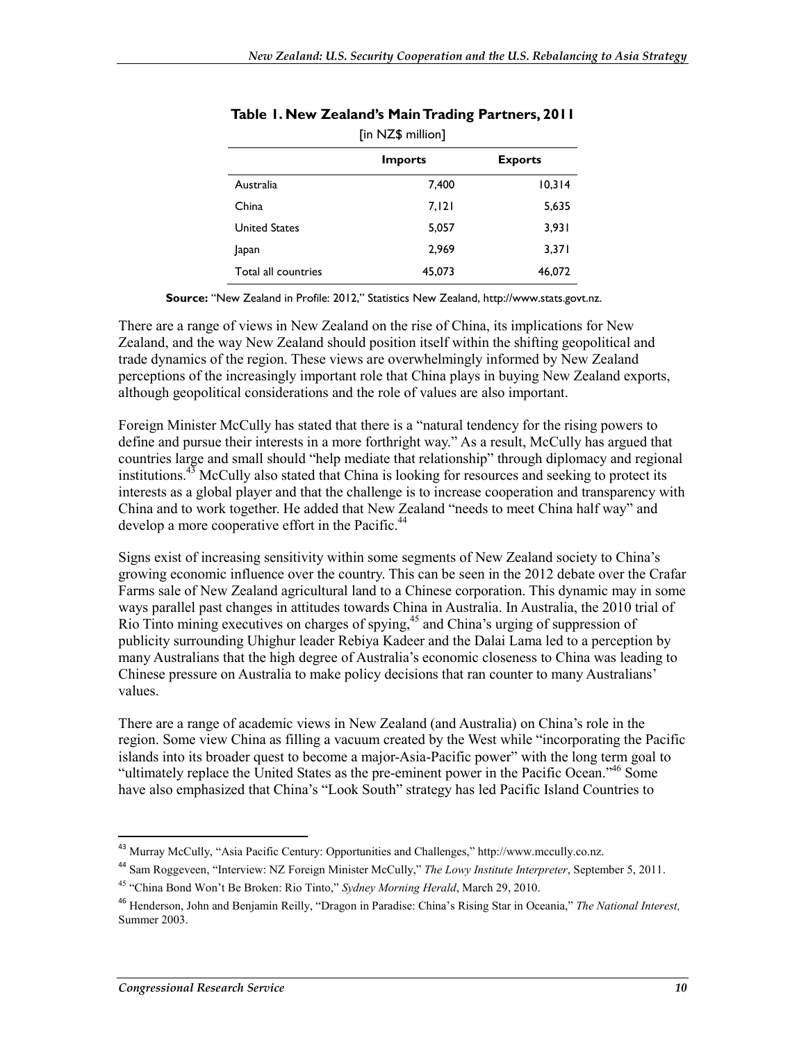**Table 1. New Zealand's Main Trading Partners, 2011**

[in NZ$ million]

| | Imports | Exports |
|---|---|---|
| Australia | 7,400 | 10,314 |
| China | 7,121 | 5,635 |
| United States | 5,057 | 3,931 |
| Japan | 2,969 | 3,371 |
| Total all countries | 45,073 | 46,072 |

**Source:** "New Zealand in Profile: 2012," Statistics New Zealand, http://www.stats.govt.nz.

There are a range of views in New Zealand on the rise of China, its implications for New Zealand, and the way New Zealand should position itself within the shifting geopolitical and trade dynamics of the region. These views are overwhelmingly informed by New Zealand perceptions of the increasingly important role that China plays in buying New Zealand exports, although geopolitical considerations and the role of values are also important.

Foreign Minister McCully has stated that there is a "natural tendency for the rising powers to define and pursue their interests in a more forthright way." As a result, McCully has argued that countries large and small should "help mediate that relationship" through diplomacy and regional institutions.[43] McCully also stated that China is looking for resources and seeking to protect its interests as a global player and that the challenge is to increase cooperation and transparency with China and to work together. He added that New Zealand "needs to meet China half way" and develop a more cooperative effort in the Pacific.[44]

Signs exist of increasing sensitivity within some segments of New Zealand society to China's growing economic influence over the country. This can be seen in the 2012 debate over the Crafar Farms sale of New Zealand agricultural land to a Chinese corporation. This dynamic may in some ways parallel past changes in attitudes towards China in Australia. In Australia, the 2010 trial of Rio Tinto mining executives on charges of spying,[45] and China's urging of suppression of publicity surrounding Uhighur leader Rebiya Kadeer and the Dalai Lama led to a perception by many Australians that the high degree of Australia's economic closeness to China was leading to Chinese pressure on Australia to make policy decisions that ran counter to many Australians' values.

There are a range of academic views in New Zealand (and Australia) on China's role in the region. Some view China as filling a vacuum created by the West while "incorporating the Pacific islands into its broader quest to become a major-Asia-Pacific power" with the long term goal to "ultimately replace the United States as the pre-eminent power in the Pacific Ocean."[46] Some have also emphasized that China's "Look South" strategy has led Pacific Island Countries to

---

[43] Murray McCully, "Asia Pacific Century: Opportunities and Challenges," http://www.mccully.co.nz.

[44] Sam Roggeveen, "Interview: NZ Foreign Minister McCully," *The Lowy Institute Interpreter*, September 5, 2011.

[45] "China Bond Won't Be Broken: Rio Tinto," *Sydney Morning Herald*, March 29, 2010.

[46] Henderson, John and Benjamin Reilly, "Dragon in Paradise: China's Rising Star in Oceania," *The National Interest,* Summer 2003.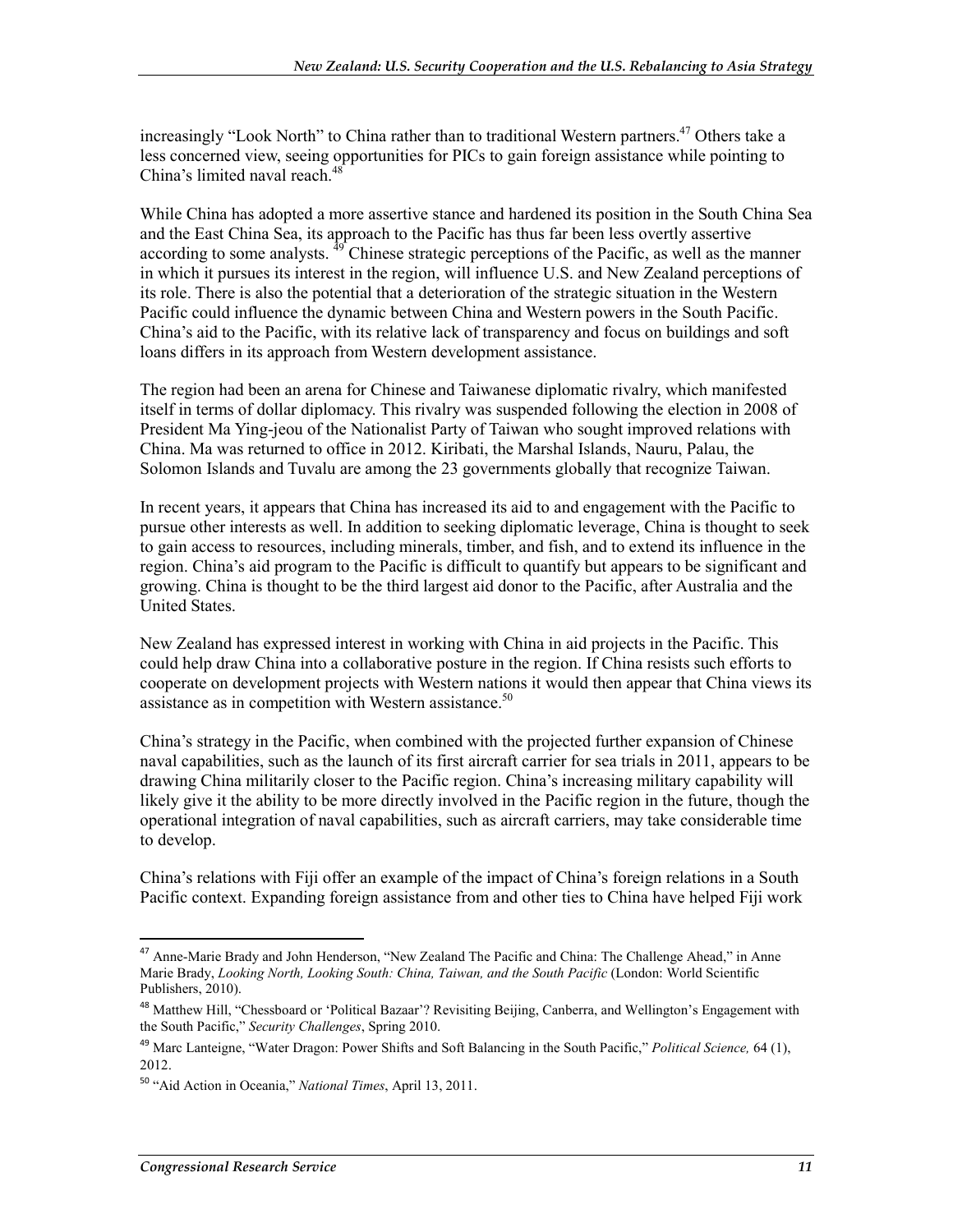increasingly "Look North" to China rather than to traditional Western partners.[47] Others take a less concerned view, seeing opportunities for PICs to gain foreign assistance while pointing to China's limited naval reach.[48]

While China has adopted a more assertive stance and hardened its position in the South China Sea and the East China Sea, its approach to the Pacific has thus far been less overtly assertive according to some analysts. [49] Chinese strategic perceptions of the Pacific, as well as the manner in which it pursues its interest in the region, will influence U.S. and New Zealand perceptions of its role. There is also the potential that a deterioration of the strategic situation in the Western Pacific could influence the dynamic between China and Western powers in the South Pacific. China's aid to the Pacific, with its relative lack of transparency and focus on buildings and soft loans differs in its approach from Western development assistance.

The region had been an arena for Chinese and Taiwanese diplomatic rivalry, which manifested itself in terms of dollar diplomacy. This rivalry was suspended following the election in 2008 of President Ma Ying-jeou of the Nationalist Party of Taiwan who sought improved relations with China. Ma was returned to office in 2012. Kiribati, the Marshal Islands, Nauru, Palau, the Solomon Islands and Tuvalu are among the 23 governments globally that recognize Taiwan.

In recent years, it appears that China has increased its aid to and engagement with the Pacific to pursue other interests as well. In addition to seeking diplomatic leverage, China is thought to seek to gain access to resources, including minerals, timber, and fish, and to extend its influence in the region. China's aid program to the Pacific is difficult to quantify but appears to be significant and growing. China is thought to be the third largest aid donor to the Pacific, after Australia and the United States.

New Zealand has expressed interest in working with China in aid projects in the Pacific. This could help draw China into a collaborative posture in the region. If China resists such efforts to cooperate on development projects with Western nations it would then appear that China views its assistance as in competition with Western assistance.[50]

China's strategy in the Pacific, when combined with the projected further expansion of Chinese naval capabilities, such as the launch of its first aircraft carrier for sea trials in 2011, appears to be drawing China militarily closer to the Pacific region. China's increasing military capability will likely give it the ability to be more directly involved in the Pacific region in the future, though the operational integration of naval capabilities, such as aircraft carriers, may take considerable time to develop.

China's relations with Fiji offer an example of the impact of China's foreign relations in a South Pacific context. Expanding foreign assistance from and other ties to China have helped Fiji work

---

[47] Anne-Marie Brady and John Henderson, "New Zealand The Pacific and China: The Challenge Ahead," in Anne Marie Brady, *Looking North, Looking South: China, Taiwan, and the South Pacific* (London: World Scientific Publishers, 2010).

[48] Matthew Hill, "Chessboard or 'Political Bazaar'? Revisiting Beijing, Canberra, and Wellington's Engagement with the South Pacific," *Security Challenges*, Spring 2010.

[49] Marc Lanteigne, "Water Dragon: Power Shifts and Soft Balancing in the South Pacific," *Political Science,* 64 (1), 2012.

[50] "Aid Action in Oceania," *National Times*, April 13, 2011.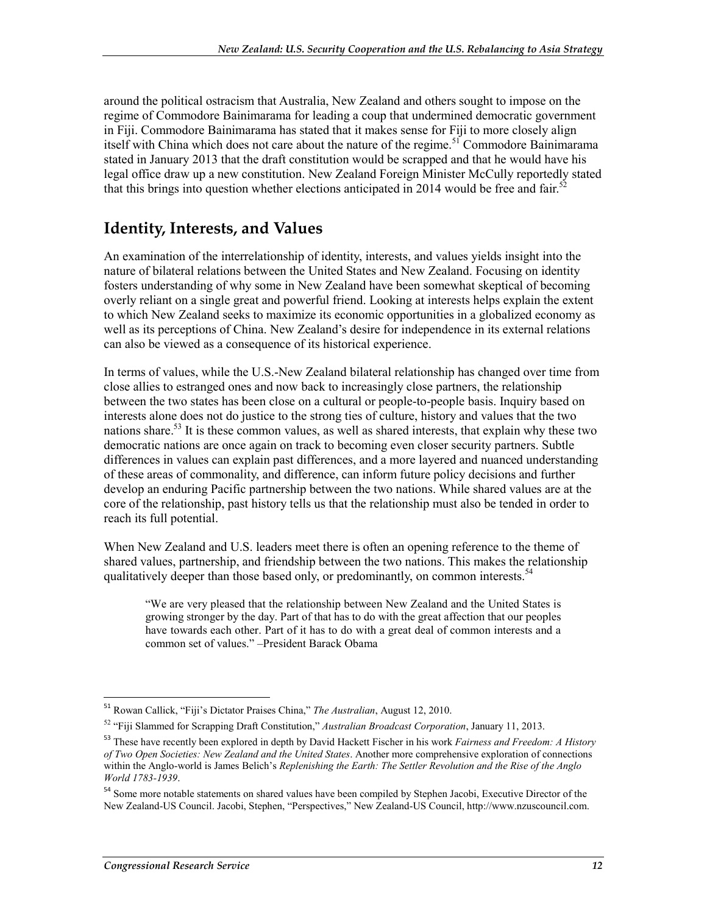around the political ostracism that Australia, New Zealand and others sought to impose on the regime of Commodore Bainimarama for leading a coup that undermined democratic government in Fiji. Commodore Bainimarama has stated that it makes sense for Fiji to more closely align itself with China which does not care about the nature of the regime.[51] Commodore Bainimarama stated in January 2013 that the draft constitution would be scrapped and that he would have his legal office draw up a new constitution. New Zealand Foreign Minister McCully reportedly stated that this brings into question whether elections anticipated in 2014 would be free and fair.[52]

## Identity, Interests, and Values

An examination of the interrelationship of identity, interests, and values yields insight into the nature of bilateral relations between the United States and New Zealand. Focusing on identity fosters understanding of why some in New Zealand have been somewhat skeptical of becoming overly reliant on a single great and powerful friend. Looking at interests helps explain the extent to which New Zealand seeks to maximize its economic opportunities in a globalized economy as well as its perceptions of China. New Zealand's desire for independence in its external relations can also be viewed as a consequence of its historical experience.

In terms of values, while the U.S.-New Zealand bilateral relationship has changed over time from close allies to estranged ones and now back to increasingly close partners, the relationship between the two states has been close on a cultural or people-to-people basis. Inquiry based on interests alone does not do justice to the strong ties of culture, history and values that the two nations share.[53] It is these common values, as well as shared interests, that explain why these two democratic nations are once again on track to becoming even closer security partners. Subtle differences in values can explain past differences, and a more layered and nuanced understanding of these areas of commonality, and difference, can inform future policy decisions and further develop an enduring Pacific partnership between the two nations. While shared values are at the core of the relationship, past history tells us that the relationship must also be tended in order to reach its full potential.

When New Zealand and U.S. leaders meet there is often an opening reference to the theme of shared values, partnership, and friendship between the two nations. This makes the relationship qualitatively deeper than those based only, or predominantly, on common interests.[54]

> "We are very pleased that the relationship between New Zealand and the United States is growing stronger by the day. Part of that has to do with the great affection that our peoples have towards each other. Part of it has to do with a great deal of common interests and a common set of values." –President Barack Obama

---

[51] Rowan Callick, "Fiji's Dictator Praises China," *The Australian*, August 12, 2010.

[52] "Fiji Slammed for Scrapping Draft Constitution," *Australian Broadcast Corporation*, January 11, 2013.

[53] These have recently been explored in depth by David Hackett Fischer in his work *Fairness and Freedom: A History of Two Open Societies: New Zealand and the United States*. Another more comprehensive exploration of connections within the Anglo-world is James Belich's *Replenishing the Earth: The Settler Revolution and the Rise of the Anglo World 1783-1939*.

[54] Some more notable statements on shared values have been compiled by Stephen Jacobi, Executive Director of the New Zealand-US Council. Jacobi, Stephen, "Perspectives," New Zealand-US Council, http://www.nzuscouncil.com.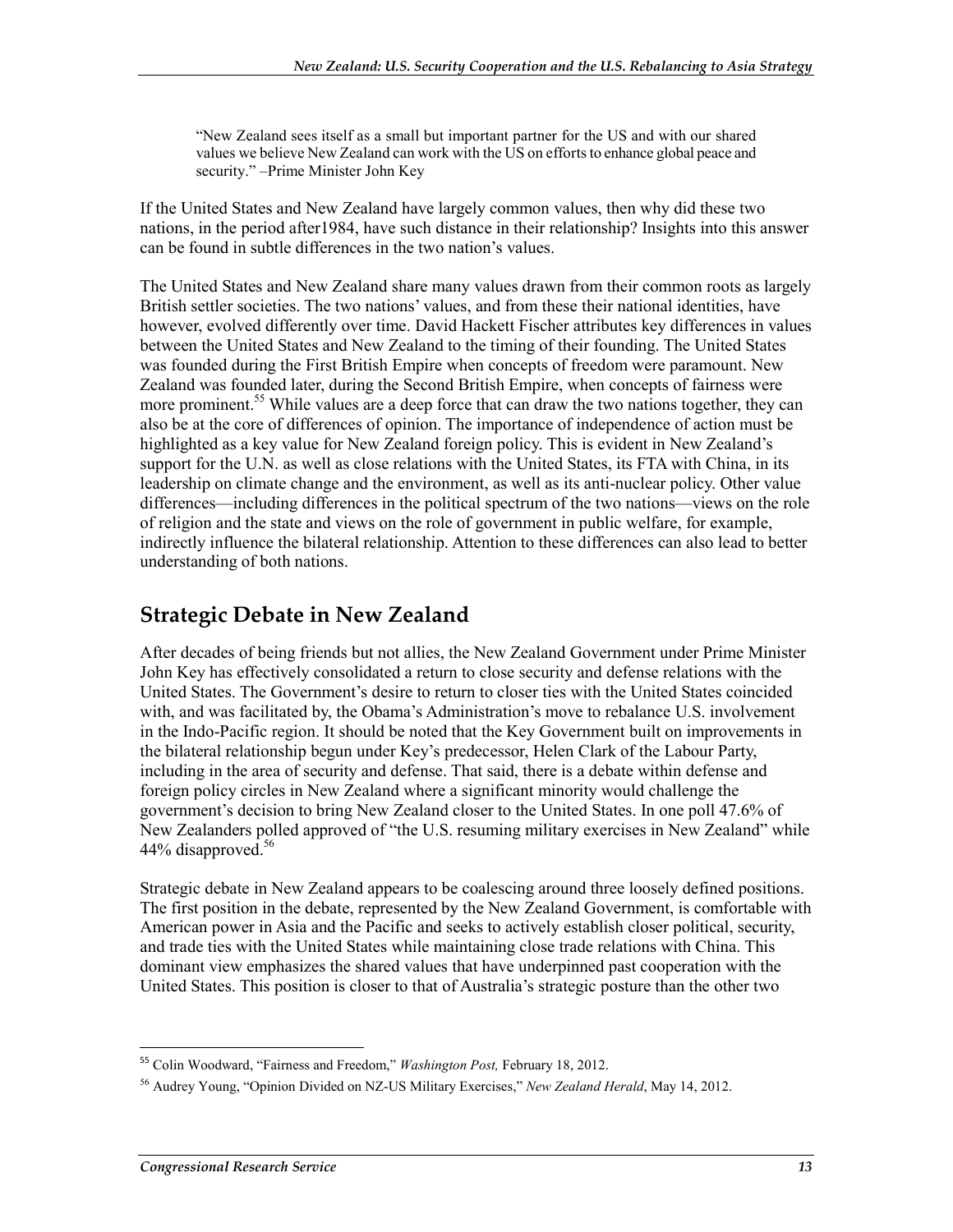> "New Zealand sees itself as a small but important partner for the US and with our shared values we believe New Zealand can work with the US on efforts to enhance global peace and security." –Prime Minister John Key

If the United States and New Zealand have largely common values, then why did these two nations, in the period after1984, have such distance in their relationship? Insights into this answer can be found in subtle differences in the two nation's values.

The United States and New Zealand share many values drawn from their common roots as largely British settler societies. The two nations' values, and from these their national identities, have however, evolved differently over time. David Hackett Fischer attributes key differences in values between the United States and New Zealand to the timing of their founding. The United States was founded during the First British Empire when concepts of freedom were paramount. New Zealand was founded later, during the Second British Empire, when concepts of fairness were more prominent.[55] While values are a deep force that can draw the two nations together, they can also be at the core of differences of opinion. The importance of independence of action must be highlighted as a key value for New Zealand foreign policy. This is evident in New Zealand's support for the U.N. as well as close relations with the United States, its FTA with China, in its leadership on climate change and the environment, as well as its anti-nuclear policy. Other value differences—including differences in the political spectrum of the two nations—views on the role of religion and the state and views on the role of government in public welfare, for example, indirectly influence the bilateral relationship. Attention to these differences can also lead to better understanding of both nations.

## Strategic Debate in New Zealand

After decades of being friends but not allies, the New Zealand Government under Prime Minister John Key has effectively consolidated a return to close security and defense relations with the United States. The Government's desire to return to closer ties with the United States coincided with, and was facilitated by, the Obama's Administration's move to rebalance U.S. involvement in the Indo-Pacific region. It should be noted that the Key Government built on improvements in the bilateral relationship begun under Key's predecessor, Helen Clark of the Labour Party, including in the area of security and defense. That said, there is a debate within defense and foreign policy circles in New Zealand where a significant minority would challenge the government's decision to bring New Zealand closer to the United States. In one poll 47.6% of New Zealanders polled approved of "the U.S. resuming military exercises in New Zealand" while 44% disapproved.[56]

Strategic debate in New Zealand appears to be coalescing around three loosely defined positions. The first position in the debate, represented by the New Zealand Government, is comfortable with American power in Asia and the Pacific and seeks to actively establish closer political, security, and trade ties with the United States while maintaining close trade relations with China. This dominant view emphasizes the shared values that have underpinned past cooperation with the United States. This position is closer to that of Australia's strategic posture than the other two

---

[55] Colin Woodward, "Fairness and Freedom," *Washington Post,* February 18, 2012.

[56] Audrey Young, "Opinion Divided on NZ-US Military Exercises," *New Zealand Herald*, May 14, 2012.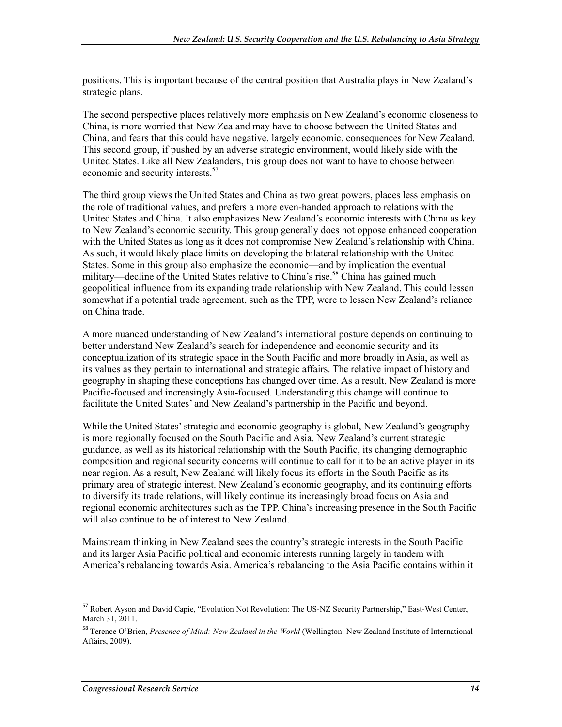positions. This is important because of the central position that Australia plays in New Zealand's strategic plans.

The second perspective places relatively more emphasis on New Zealand's economic closeness to China, is more worried that New Zealand may have to choose between the United States and China, and fears that this could have negative, largely economic, consequences for New Zealand. This second group, if pushed by an adverse strategic environment, would likely side with the United States. Like all New Zealanders, this group does not want to have to choose between economic and security interests.[57]

The third group views the United States and China as two great powers, places less emphasis on the role of traditional values, and prefers a more even-handed approach to relations with the United States and China. It also emphasizes New Zealand's economic interests with China as key to New Zealand's economic security. This group generally does not oppose enhanced cooperation with the United States as long as it does not compromise New Zealand's relationship with China. As such, it would likely place limits on developing the bilateral relationship with the United States. Some in this group also emphasize the economic—and by implication the eventual military—decline of the United States relative to China's rise.[58] China has gained much geopolitical influence from its expanding trade relationship with New Zealand. This could lessen somewhat if a potential trade agreement, such as the TPP, were to lessen New Zealand's reliance on China trade.

A more nuanced understanding of New Zealand's international posture depends on continuing to better understand New Zealand's search for independence and economic security and its conceptualization of its strategic space in the South Pacific and more broadly in Asia, as well as its values as they pertain to international and strategic affairs. The relative impact of history and geography in shaping these conceptions has changed over time. As a result, New Zealand is more Pacific-focused and increasingly Asia-focused. Understanding this change will continue to facilitate the United States' and New Zealand's partnership in the Pacific and beyond.

While the United States' strategic and economic geography is global, New Zealand's geography is more regionally focused on the South Pacific and Asia. New Zealand's current strategic guidance, as well as its historical relationship with the South Pacific, its changing demographic composition and regional security concerns will continue to call for it to be an active player in its near region. As a result, New Zealand will likely focus its efforts in the South Pacific as its primary area of strategic interest. New Zealand's economic geography, and its continuing efforts to diversify its trade relations, will likely continue its increasingly broad focus on Asia and regional economic architectures such as the TPP. China's increasing presence in the South Pacific will also continue to be of interest to New Zealand.

Mainstream thinking in New Zealand sees the country's strategic interests in the South Pacific and its larger Asia Pacific political and economic interests running largely in tandem with America's rebalancing towards Asia. America's rebalancing to the Asia Pacific contains within it

---

[57] Robert Ayson and David Capie, "Evolution Not Revolution: The US-NZ Security Partnership," East-West Center, March 31, 2011.

[58] Terence O'Brien, *Presence of Mind: New Zealand in the World* (Wellington: New Zealand Institute of International Affairs, 2009).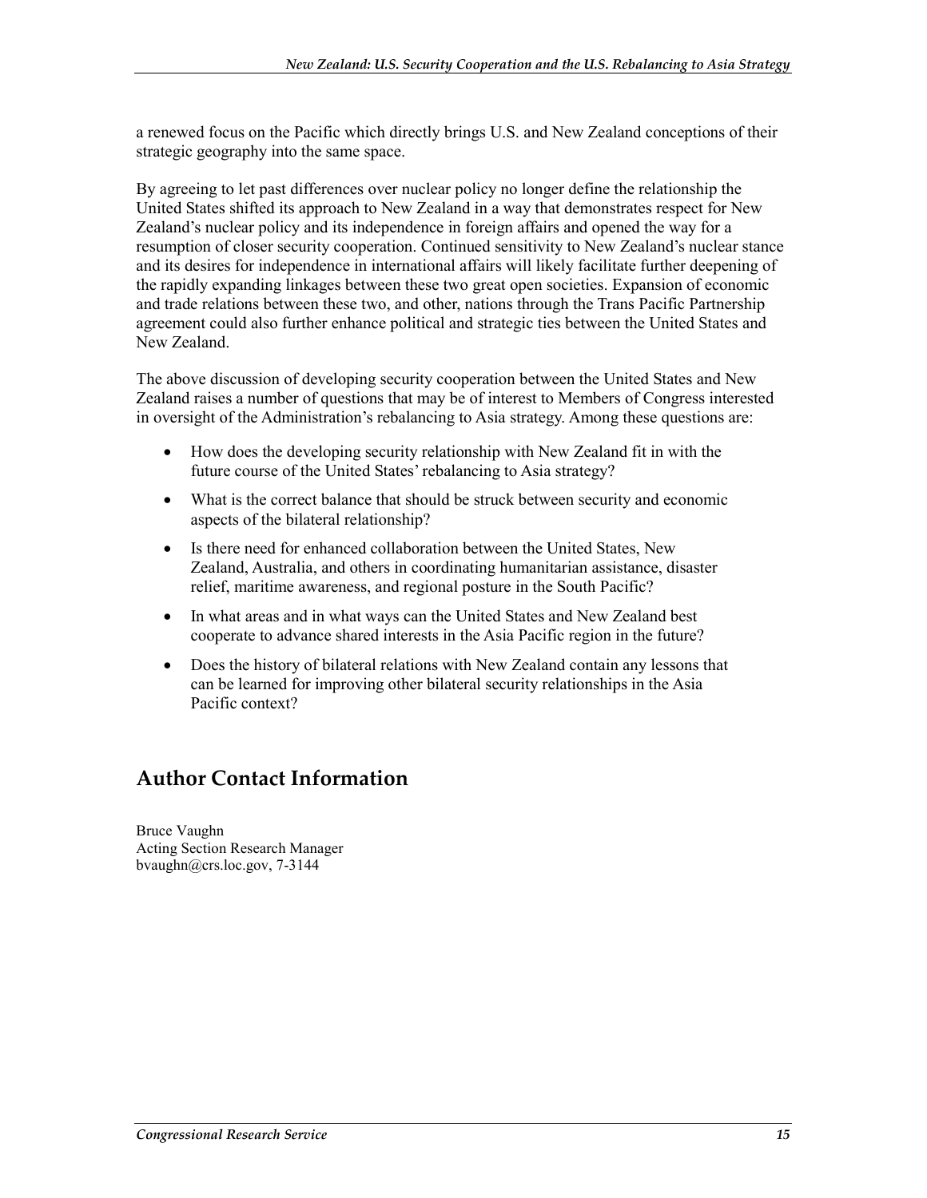a renewed focus on the Pacific which directly brings U.S. and New Zealand conceptions of their strategic geography into the same space.

By agreeing to let past differences over nuclear policy no longer define the relationship the United States shifted its approach to New Zealand in a way that demonstrates respect for New Zealand's nuclear policy and its independence in foreign affairs and opened the way for a resumption of closer security cooperation. Continued sensitivity to New Zealand's nuclear stance and its desires for independence in international affairs will likely facilitate further deepening of the rapidly expanding linkages between these two great open societies. Expansion of economic and trade relations between these two, and other, nations through the Trans Pacific Partnership agreement could also further enhance political and strategic ties between the United States and New Zealand.

The above discussion of developing security cooperation between the United States and New Zealand raises a number of questions that may be of interest to Members of Congress interested in oversight of the Administration's rebalancing to Asia strategy. Among these questions are:

- How does the developing security relationship with New Zealand fit in with the future course of the United States' rebalancing to Asia strategy?
- What is the correct balance that should be struck between security and economic aspects of the bilateral relationship?
- Is there need for enhanced collaboration between the United States, New Zealand, Australia, and others in coordinating humanitarian assistance, disaster relief, maritime awareness, and regional posture in the South Pacific?
- In what areas and in what ways can the United States and New Zealand best cooperate to advance shared interests in the Asia Pacific region in the future?
- Does the history of bilateral relations with New Zealand contain any lessons that can be learned for improving other bilateral security relationships in the Asia Pacific context?

## Author Contact Information

Bruce Vaughn
Acting Section Research Manager
bvaughn@crs.loc.gov, 7-3144